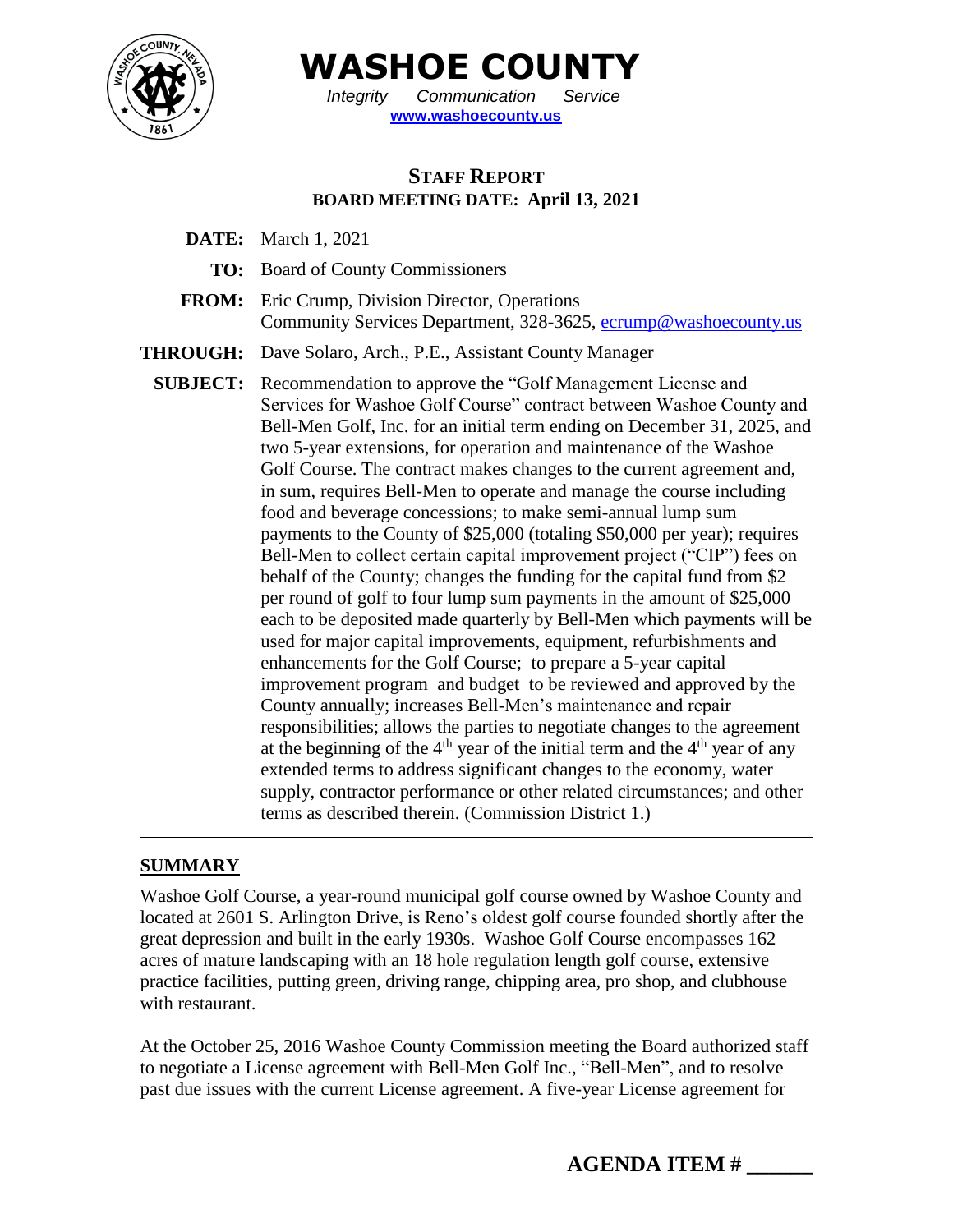# WASHOE COUNTY

*Integrity Communication Service*

**www.washoecounty.us**

## STAFF REPORT

**BOARD MEETING DATE: April 13, 2021**

**DATE:** March 1, 2021

**TO:** Board of County Commissioners

**FROM:** Eric Crump, Division Director, Operations
Community Services Department, 328-3625, ecrump@washoecounty.us

**THROUGH:** Dave Solaro, Arch., P.E., Assistant County Manager

**SUBJECT:** Recommendation to approve the "Golf Management License and Services for Washoe Golf Course" contract between Washoe County and Bell-Men Golf, Inc. for an initial term ending on December 31, 2025, and two 5-year extensions, for operation and maintenance of the Washoe Golf Course. The contract makes changes to the current agreement and, in sum, requires Bell-Men to operate and manage the course including food and beverage concessions; to make semi-annual lump sum payments to the County of $25,000 (totaling $50,000 per year); requires Bell-Men to collect certain capital improvement project ("CIP") fees on behalf of the County; changes the funding for the capital fund from $2 per round of golf to four lump sum payments in the amount of $25,000 each to be deposited made quarterly by Bell-Men which payments will be used for major capital improvements, equipment, refurbishments and enhancements for the Golf Course; to prepare a 5-year capital improvement program and budget to be reviewed and approved by the County annually; increases Bell-Men's maintenance and repair responsibilities; allows the parties to negotiate changes to the agreement at the beginning of the 4th year of the initial term and the 4th year of any extended terms to address significant changes to the economy, water supply, contractor performance or other related circumstances; and other terms as described therein. (Commission District 1.)

---

## SUMMARY

Washoe Golf Course, a year-round municipal golf course owned by Washoe County and located at 2601 S. Arlington Drive, is Reno's oldest golf course founded shortly after the great depression and built in the early 1930s. Washoe Golf Course encompasses 162 acres of mature landscaping with an 18 hole regulation length golf course, extensive practice facilities, putting green, driving range, chipping area, pro shop, and clubhouse with restaurant.

At the October 25, 2016 Washoe County Commission meeting the Board authorized staff to negotiate a License agreement with Bell-Men Golf Inc., "Bell-Men", and to resolve past due issues with the current License agreement. A five-year License agreement for

**AGENDA ITEM # ______**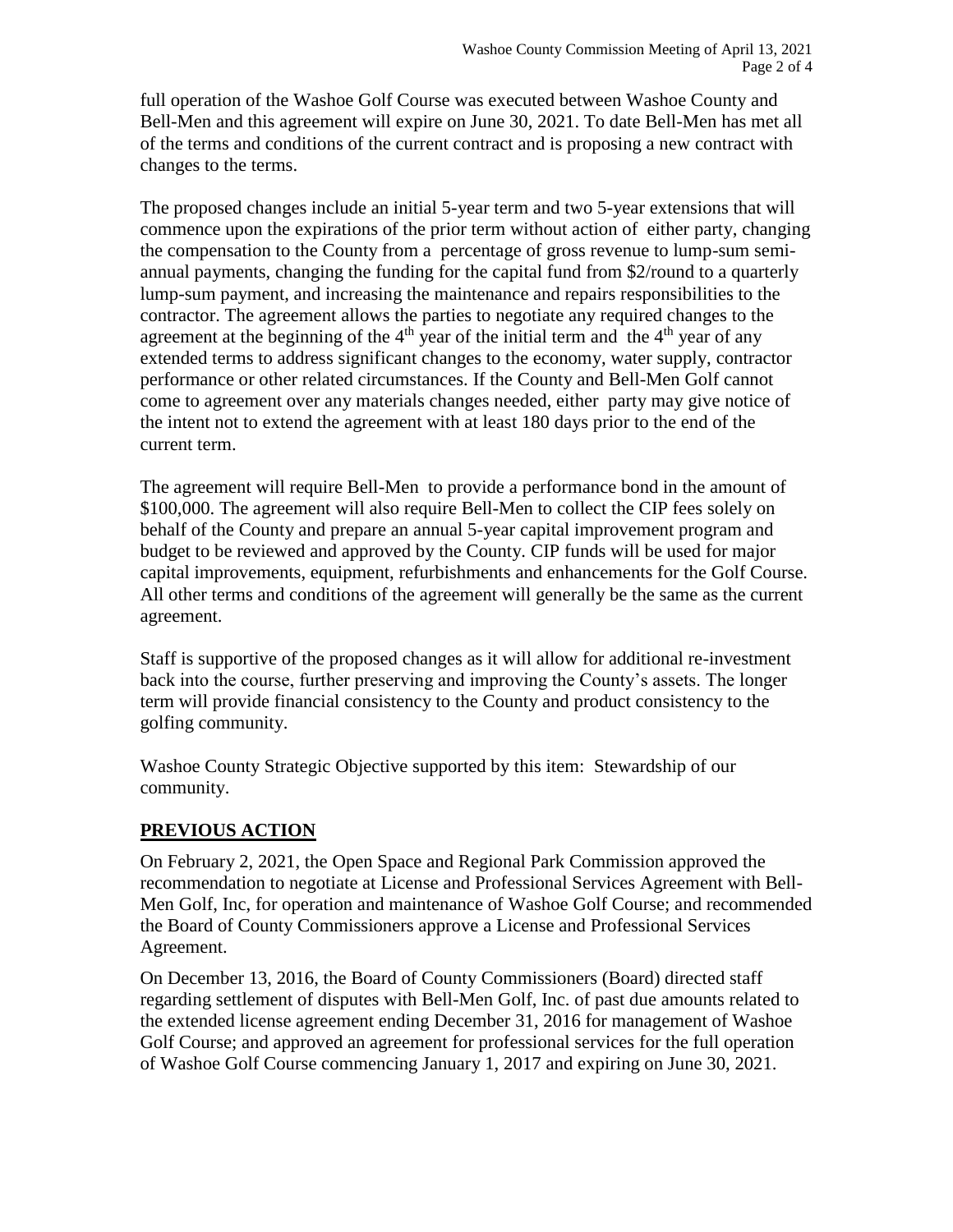full operation of the Washoe Golf Course was executed between Washoe County and Bell-Men and this agreement will expire on June 30, 2021. To date Bell-Men has met all of the terms and conditions of the current contract and is proposing a new contract with changes to the terms.

The proposed changes include an initial 5-year term and two 5-year extensions that will commence upon the expirations of the prior term without action of either party, changing the compensation to the County from a percentage of gross revenue to lump-sum semi-annual payments, changing the funding for the capital fund from $2/round to a quarterly lump-sum payment, and increasing the maintenance and repairs responsibilities to the contractor. The agreement allows the parties to negotiate any required changes to the agreement at the beginning of the 4th year of the initial term and the 4th year of any extended terms to address significant changes to the economy, water supply, contractor performance or other related circumstances. If the County and Bell-Men Golf cannot come to agreement over any materials changes needed, either party may give notice of the intent not to extend the agreement with at least 180 days prior to the end of the current term.

The agreement will require Bell-Men to provide a performance bond in the amount of $100,000. The agreement will also require Bell-Men to collect the CIP fees solely on behalf of the County and prepare an annual 5-year capital improvement program and budget to be reviewed and approved by the County. CIP funds will be used for major capital improvements, equipment, refurbishments and enhancements for the Golf Course. All other terms and conditions of the agreement will generally be the same as the current agreement.

Staff is supportive of the proposed changes as it will allow for additional re-investment back into the course, further preserving and improving the County's assets. The longer term will provide financial consistency to the County and product consistency to the golfing community.

Washoe County Strategic Objective supported by this item: Stewardship of our community.

## PREVIOUS ACTION

On February 2, 2021, the Open Space and Regional Park Commission approved the recommendation to negotiate at License and Professional Services Agreement with Bell-Men Golf, Inc, for operation and maintenance of Washoe Golf Course; and recommended the Board of County Commissioners approve a License and Professional Services Agreement.

On December 13, 2016, the Board of County Commissioners (Board) directed staff regarding settlement of disputes with Bell-Men Golf, Inc. of past due amounts related to the extended license agreement ending December 31, 2016 for management of Washoe Golf Course; and approved an agreement for professional services for the full operation of Washoe Golf Course commencing January 1, 2017 and expiring on June 30, 2021.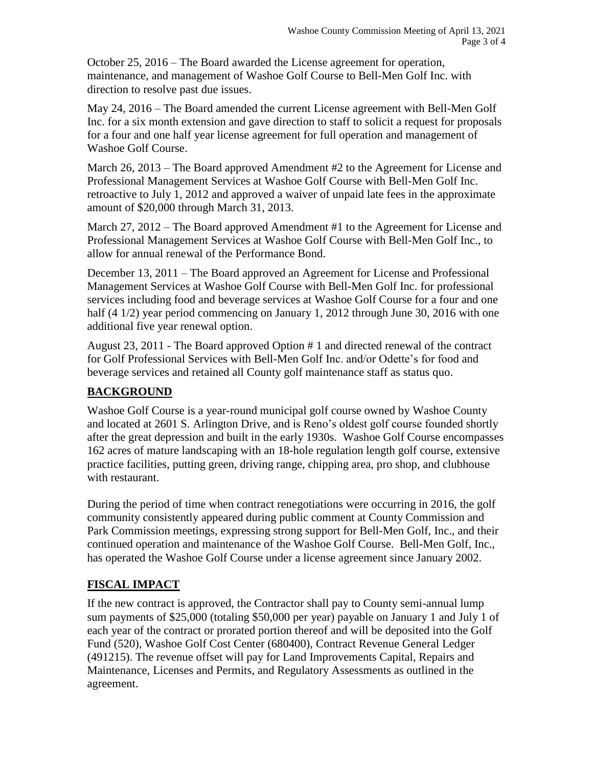October 25, 2016 – The Board awarded the License agreement for operation, maintenance, and management of Washoe Golf Course to Bell-Men Golf Inc. with direction to resolve past due issues.

May 24, 2016 – The Board amended the current License agreement with Bell-Men Golf Inc. for a six month extension and gave direction to staff to solicit a request for proposals for a four and one half year license agreement for full operation and management of Washoe Golf Course.

March 26, 2013 – The Board approved Amendment #2 to the Agreement for License and Professional Management Services at Washoe Golf Course with Bell-Men Golf Inc. retroactive to July 1, 2012 and approved a waiver of unpaid late fees in the approximate amount of $20,000 through March 31, 2013.

March 27, 2012 – The Board approved Amendment #1 to the Agreement for License and Professional Management Services at Washoe Golf Course with Bell-Men Golf Inc., to allow for annual renewal of the Performance Bond.

December 13, 2011 – The Board approved an Agreement for License and Professional Management Services at Washoe Golf Course with Bell-Men Golf Inc. for professional services including food and beverage services at Washoe Golf Course for a four and one half (4 1/2) year period commencing on January 1, 2012 through June 30, 2016 with one additional five year renewal option.

August 23, 2011 - The Board approved Option # 1 and directed renewal of the contract for Golf Professional Services with Bell-Men Golf Inc. and/or Odette's for food and beverage services and retained all County golf maintenance staff as status quo.

## BACKGROUND

Washoe Golf Course is a year-round municipal golf course owned by Washoe County and located at 2601 S. Arlington Drive, and is Reno's oldest golf course founded shortly after the great depression and built in the early 1930s. Washoe Golf Course encompasses 162 acres of mature landscaping with an 18-hole regulation length golf course, extensive practice facilities, putting green, driving range, chipping area, pro shop, and clubhouse with restaurant.

During the period of time when contract renegotiations were occurring in 2016, the golf community consistently appeared during public comment at County Commission and Park Commission meetings, expressing strong support for Bell-Men Golf, Inc., and their continued operation and maintenance of the Washoe Golf Course. Bell-Men Golf, Inc., has operated the Washoe Golf Course under a license agreement since January 2002.

## FISCAL IMPACT

If the new contract is approved, the Contractor shall pay to County semi-annual lump sum payments of $25,000 (totaling $50,000 per year) payable on January 1 and July 1 of each year of the contract or prorated portion thereof and will be deposited into the Golf Fund (520), Washoe Golf Cost Center (680400), Contract Revenue General Ledger (491215). The revenue offset will pay for Land Improvements Capital, Repairs and Maintenance, Licenses and Permits, and Regulatory Assessments as outlined in the agreement.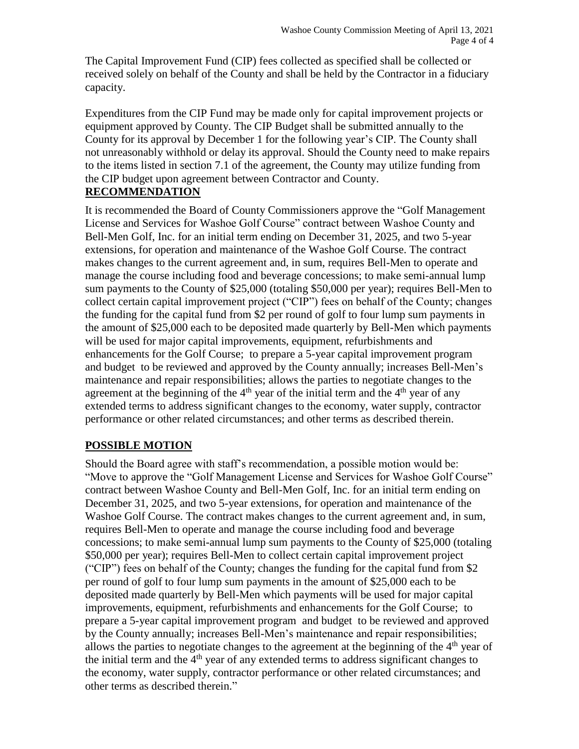The Capital Improvement Fund (CIP) fees collected as specified shall be collected or received solely on behalf of the County and shall be held by the Contractor in a fiduciary capacity.

Expenditures from the CIP Fund may be made only for capital improvement projects or equipment approved by County. The CIP Budget shall be submitted annually to the County for its approval by December 1 for the following year's CIP. The County shall not unreasonably withhold or delay its approval. Should the County need to make repairs to the items listed in section 7.1 of the agreement, the County may utilize funding from the CIP budget upon agreement between Contractor and County.

## RECOMMENDATION

It is recommended the Board of County Commissioners approve the "Golf Management License and Services for Washoe Golf Course" contract between Washoe County and Bell-Men Golf, Inc. for an initial term ending on December 31, 2025, and two 5-year extensions, for operation and maintenance of the Washoe Golf Course. The contract makes changes to the current agreement and, in sum, requires Bell-Men to operate and manage the course including food and beverage concessions; to make semi-annual lump sum payments to the County of $25,000 (totaling $50,000 per year); requires Bell-Men to collect certain capital improvement project ("CIP") fees on behalf of the County; changes the funding for the capital fund from $2 per round of golf to four lump sum payments in the amount of $25,000 each to be deposited made quarterly by Bell-Men which payments will be used for major capital improvements, equipment, refurbishments and enhancements for the Golf Course; to prepare a 5-year capital improvement program and budget to be reviewed and approved by the County annually; increases Bell-Men's maintenance and repair responsibilities; allows the parties to negotiate changes to the agreement at the beginning of the 4th year of the initial term and the 4th year of any extended terms to address significant changes to the economy, water supply, contractor performance or other related circumstances; and other terms as described therein.

## POSSIBLE MOTION

Should the Board agree with staff's recommendation, a possible motion would be: "Move to approve the "Golf Management License and Services for Washoe Golf Course" contract between Washoe County and Bell-Men Golf, Inc. for an initial term ending on December 31, 2025, and two 5-year extensions, for operation and maintenance of the Washoe Golf Course. The contract makes changes to the current agreement and, in sum, requires Bell-Men to operate and manage the course including food and beverage concessions; to make semi-annual lump sum payments to the County of $25,000 (totaling $50,000 per year); requires Bell-Men to collect certain capital improvement project ("CIP") fees on behalf of the County; changes the funding for the capital fund from $2 per round of golf to four lump sum payments in the amount of $25,000 each to be deposited made quarterly by Bell-Men which payments will be used for major capital improvements, equipment, refurbishments and enhancements for the Golf Course; to prepare a 5-year capital improvement program and budget to be reviewed and approved by the County annually; increases Bell-Men's maintenance and repair responsibilities; allows the parties to negotiate changes to the agreement at the beginning of the 4th year of the initial term and the 4th year of any extended terms to address significant changes to the economy, water supply, contractor performance or other related circumstances; and other terms as described therein."